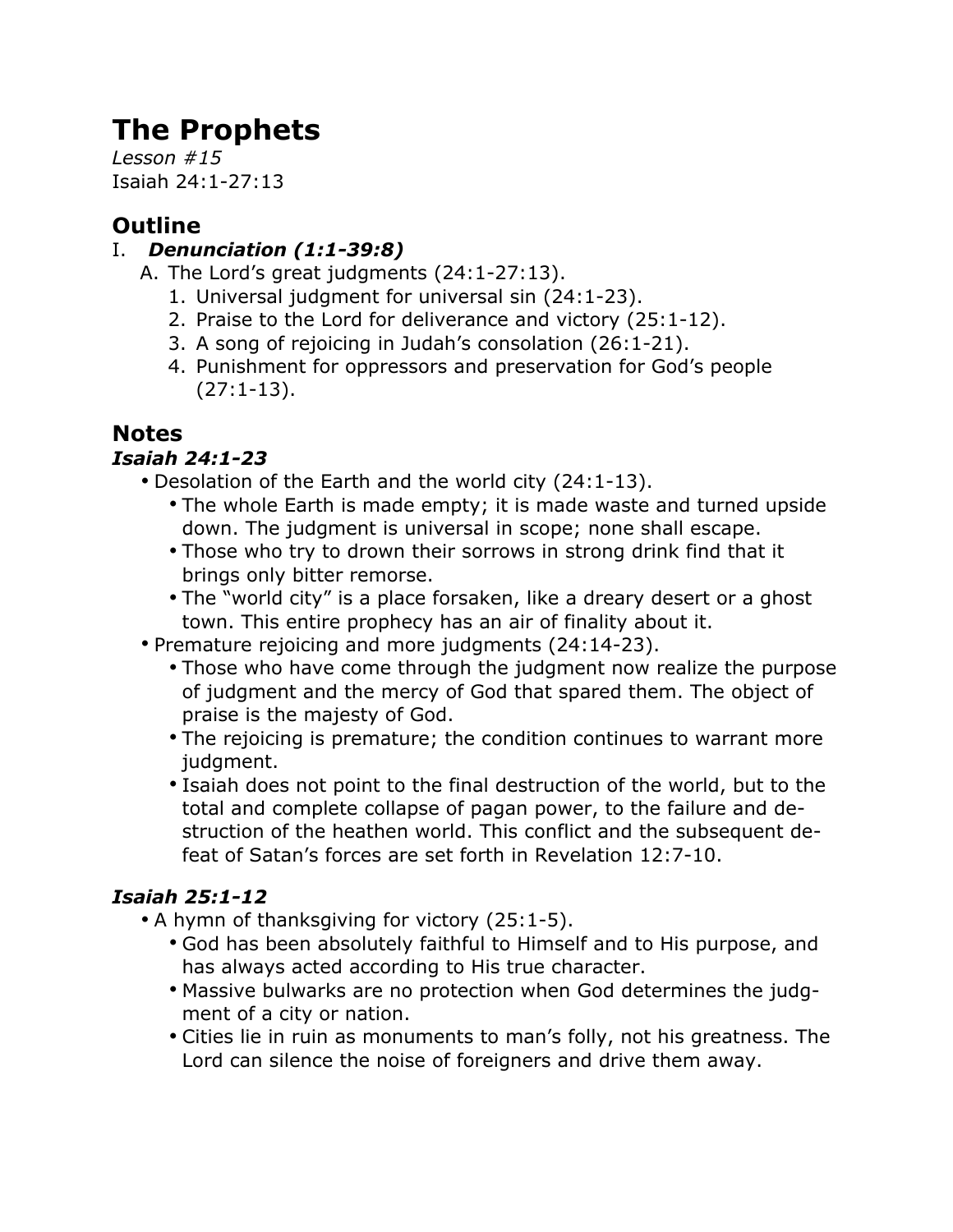# The Prophets

*Lesson #15*
Isaiah 24:1-27:13

## Outline

I. ***Denunciation (1:1-39:8)***
   A. The Lord's great judgments (24:1-27:13).
      1. Universal judgment for universal sin (24:1-23).
      2. Praise to the Lord for deliverance and victory (25:1-12).
      3. A song of rejoicing in Judah's consolation (26:1-21).
      4. Punishment for oppressors and preservation for God's people (27:1-13).

## Notes

### *Isaiah 24:1-23*

- Desolation of the Earth and the world city (24:1-13).
  - The whole Earth is made empty; it is made waste and turned upside down. The judgment is universal in scope; none shall escape.
  - Those who try to drown their sorrows in strong drink find that it brings only bitter remorse.
  - The "world city" is a place forsaken, like a dreary desert or a ghost town. This entire prophecy has an air of finality about it.
- Premature rejoicing and more judgments (24:14-23).
  - Those who have come through the judgment now realize the purpose of judgment and the mercy of God that spared them. The object of praise is the majesty of God.
  - The rejoicing is premature; the condition continues to warrant more judgment.
  - Isaiah does not point to the final destruction of the world, but to the total and complete collapse of pagan power, to the failure and destruction of the heathen world. This conflict and the subsequent defeat of Satan's forces are set forth in Revelation 12:7-10.

### *Isaiah 25:1-12*

- A hymn of thanksgiving for victory (25:1-5).
  - God has been absolutely faithful to Himself and to His purpose, and has always acted according to His true character.
  - Massive bulwarks are no protection when God determines the judgment of a city or nation.
  - Cities lie in ruin as monuments to man's folly, not his greatness. The Lord can silence the noise of foreigners and drive them away.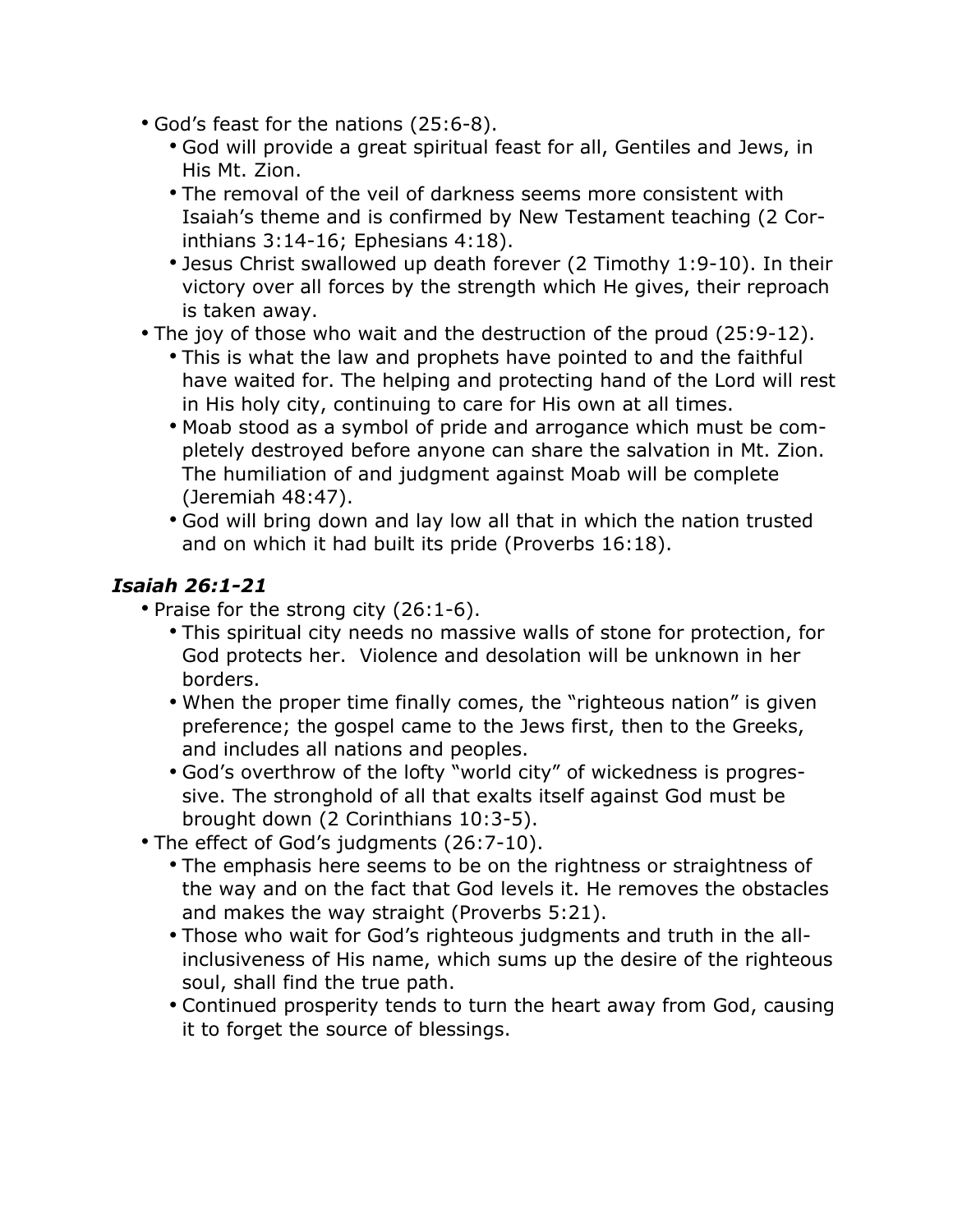- God's feast for the nations (25:6-8).
  - God will provide a great spiritual feast for all, Gentiles and Jews, in His Mt. Zion.
  - The removal of the veil of darkness seems more consistent with Isaiah's theme and is confirmed by New Testament teaching (2 Corinthians 3:14-16; Ephesians 4:18).
  - Jesus Christ swallowed up death forever (2 Timothy 1:9-10). In their victory over all forces by the strength which He gives, their reproach is taken away.
- The joy of those who wait and the destruction of the proud (25:9-12).
  - This is what the law and prophets have pointed to and the faithful have waited for. The helping and protecting hand of the Lord will rest in His holy city, continuing to care for His own at all times.
  - Moab stood as a symbol of pride and arrogance which must be completely destroyed before anyone can share the salvation in Mt. Zion. The humiliation of and judgment against Moab will be complete (Jeremiah 48:47).
  - God will bring down and lay low all that in which the nation trusted and on which it had built its pride (Proverbs 16:18).

### *Isaiah 26:1-21*

- Praise for the strong city (26:1-6).
  - This spiritual city needs no massive walls of stone for protection, for God protects her. Violence and desolation will be unknown in her borders.
  - When the proper time finally comes, the "righteous nation" is given preference; the gospel came to the Jews first, then to the Greeks, and includes all nations and peoples.
  - God's overthrow of the lofty "world city" of wickedness is progressive. The stronghold of all that exalts itself against God must be brought down (2 Corinthians 10:3-5).
- The effect of God's judgments (26:7-10).
  - The emphasis here seems to be on the rightness or straightness of the way and on the fact that God levels it. He removes the obstacles and makes the way straight (Proverbs 5:21).
  - Those who wait for God's righteous judgments and truth in the all-inclusiveness of His name, which sums up the desire of the righteous soul, shall find the true path.
  - Continued prosperity tends to turn the heart away from God, causing it to forget the source of blessings.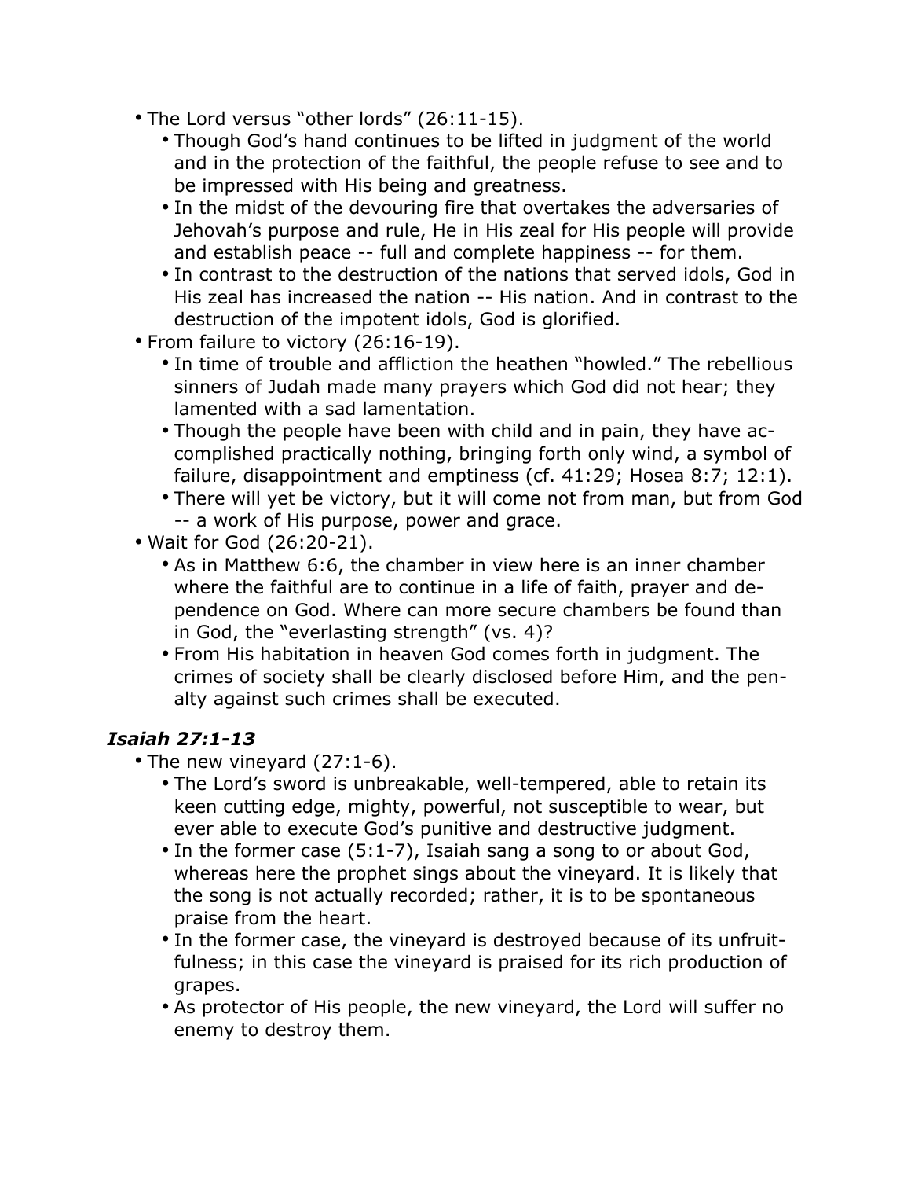- The Lord versus "other lords" (26:11-15).
  - Though God's hand continues to be lifted in judgment of the world and in the protection of the faithful, the people refuse to see and to be impressed with His being and greatness.
  - In the midst of the devouring fire that overtakes the adversaries of Jehovah's purpose and rule, He in His zeal for His people will provide and establish peace -- full and complete happiness -- for them.
  - In contrast to the destruction of the nations that served idols, God in His zeal has increased the nation -- His nation. And in contrast to the destruction of the impotent idols, God is glorified.
- From failure to victory (26:16-19).
  - In time of trouble and affliction the heathen "howled." The rebellious sinners of Judah made many prayers which God did not hear; they lamented with a sad lamentation.
  - Though the people have been with child and in pain, they have accomplished practically nothing, bringing forth only wind, a symbol of failure, disappointment and emptiness (cf. 41:29; Hosea 8:7; 12:1).
  - There will yet be victory, but it will come not from man, but from God -- a work of His purpose, power and grace.
- Wait for God (26:20-21).
  - As in Matthew 6:6, the chamber in view here is an inner chamber where the faithful are to continue in a life of faith, prayer and dependence on God. Where can more secure chambers be found than in God, the "everlasting strength" (vs. 4)?
  - From His habitation in heaven God comes forth in judgment. The crimes of society shall be clearly disclosed before Him, and the penalty against such crimes shall be executed.

### *Isaiah 27:1-13*

- The new vineyard (27:1-6).
  - The Lord's sword is unbreakable, well-tempered, able to retain its keen cutting edge, mighty, powerful, not susceptible to wear, but ever able to execute God's punitive and destructive judgment.
  - In the former case (5:1-7), Isaiah sang a song to or about God, whereas here the prophet sings about the vineyard. It is likely that the song is not actually recorded; rather, it is to be spontaneous praise from the heart.
  - In the former case, the vineyard is destroyed because of its unfruitfulness; in this case the vineyard is praised for its rich production of grapes.
  - As protector of His people, the new vineyard, the Lord will suffer no enemy to destroy them.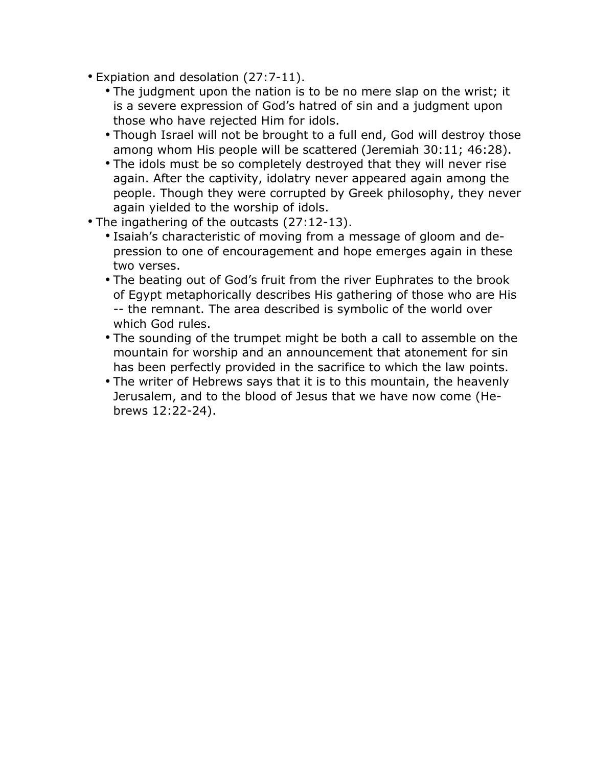- Expiation and desolation (27:7-11).
  - The judgment upon the nation is to be no mere slap on the wrist; it is a severe expression of God's hatred of sin and a judgment upon those who have rejected Him for idols.
  - Though Israel will not be brought to a full end, God will destroy those among whom His people will be scattered (Jeremiah 30:11; 46:28).
  - The idols must be so completely destroyed that they will never rise again. After the captivity, idolatry never appeared again among the people. Though they were corrupted by Greek philosophy, they never again yielded to the worship of idols.
- The ingathering of the outcasts (27:12-13).
  - Isaiah's characteristic of moving from a message of gloom and depression to one of encouragement and hope emerges again in these two verses.
  - The beating out of God's fruit from the river Euphrates to the brook of Egypt metaphorically describes His gathering of those who are His -- the remnant. The area described is symbolic of the world over which God rules.
  - The sounding of the trumpet might be both a call to assemble on the mountain for worship and an announcement that atonement for sin has been perfectly provided in the sacrifice to which the law points.
  - The writer of Hebrews says that it is to this mountain, the heavenly Jerusalem, and to the blood of Jesus that we have now come (Hebrews 12:22-24).